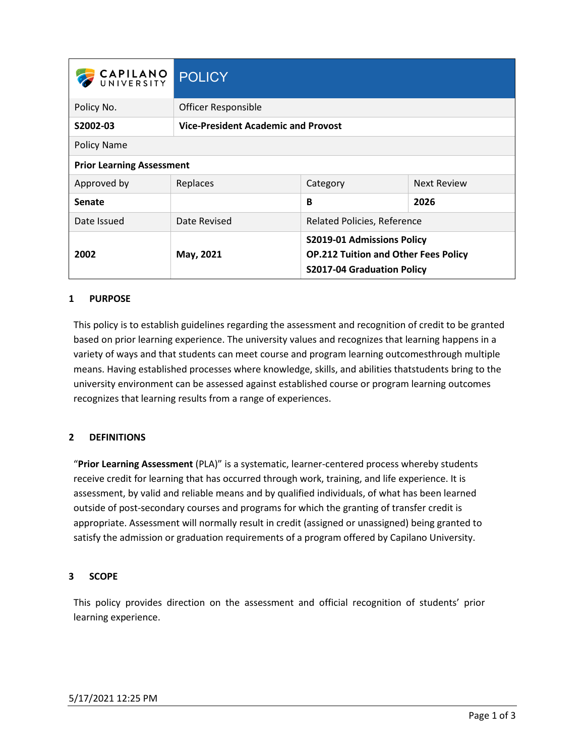| CAPILANO UNIVERSITY | POLICY | | |
|---|---|---|---|
| Policy No. | Officer Responsible | | |
| **S2002-03** | **Vice-President Academic and Provost** | | |
| Policy Name | | | |
| **Prior Learning Assessment** | | | |
| Approved by | Replaces | Category | Next Review |
| **Senate** | | **B** | **2026** |
| Date Issued | Date Revised | Related Policies, Reference | |
| **2002** | **May, 2021** | **S2019-01 Admissions Policy**<br>**OP.212 Tuition and Other Fees Policy**<br>**S2017-04 Graduation Policy** | |

## 1 PURPOSE

This policy is to establish guidelines regarding the assessment and recognition of credit to be granted based on prior learning experience. The university values and recognizes that learning happens in a variety of ways and that students can meet course and program learning outcomesthrough multiple means. Having established processes where knowledge, skills, and abilities thatstudents bring to the university environment can be assessed against established course or program learning outcomes recognizes that learning results from a range of experiences.

## 2 DEFINITIONS

"**Prior Learning Assessment** (PLA)" is a systematic, learner-centered process whereby students receive credit for learning that has occurred through work, training, and life experience. It is assessment, by valid and reliable means and by qualified individuals, of what has been learned outside of post-secondary courses and programs for which the granting of transfer credit is appropriate. Assessment will normally result in credit (assigned or unassigned) being granted to satisfy the admission or graduation requirements of a program offered by Capilano University.

## 3 SCOPE

This policy provides direction on the assessment and official recognition of students' prior learning experience.

5/17/2021 12:25 PM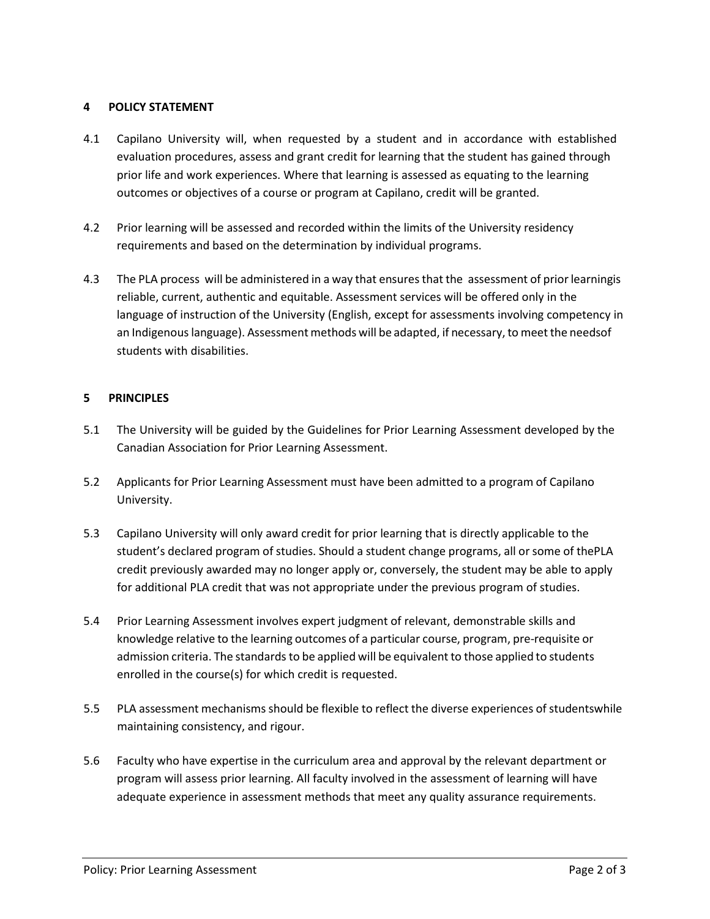## 4 POLICY STATEMENT

4.1 Capilano University will, when requested by a student and in accordance with established evaluation procedures, assess and grant credit for learning that the student has gained through prior life and work experiences. Where that learning is assessed as equating to the learning outcomes or objectives of a course or program at Capilano, credit will be granted.

4.2 Prior learning will be assessed and recorded within the limits of the University residency requirements and based on the determination by individual programs.

4.3 The PLA process will be administered in a way that ensures that the assessment of prior learningis reliable, current, authentic and equitable. Assessment services will be offered only in the language of instruction of the University (English, except for assessments involving competency in an Indigenous language). Assessment methods will be adapted, if necessary, to meet the needsof students with disabilities.

## 5 PRINCIPLES

5.1 The University will be guided by the Guidelines for Prior Learning Assessment developed by the Canadian Association for Prior Learning Assessment.

5.2 Applicants for Prior Learning Assessment must have been admitted to a program of Capilano University.

5.3 Capilano University will only award credit for prior learning that is directly applicable to the student's declared program of studies. Should a student change programs, all or some of thePLA credit previously awarded may no longer apply or, conversely, the student may be able to apply for additional PLA credit that was not appropriate under the previous program of studies.

5.4 Prior Learning Assessment involves expert judgment of relevant, demonstrable skills and knowledge relative to the learning outcomes of a particular course, program, pre-requisite or admission criteria. The standards to be applied will be equivalent to those applied to students enrolled in the course(s) for which credit is requested.

5.5 PLA assessment mechanisms should be flexible to reflect the diverse experiences of studentswhile maintaining consistency, and rigour.

5.6 Faculty who have expertise in the curriculum area and approval by the relevant department or program will assess prior learning. All faculty involved in the assessment of learning will have adequate experience in assessment methods that meet any quality assurance requirements.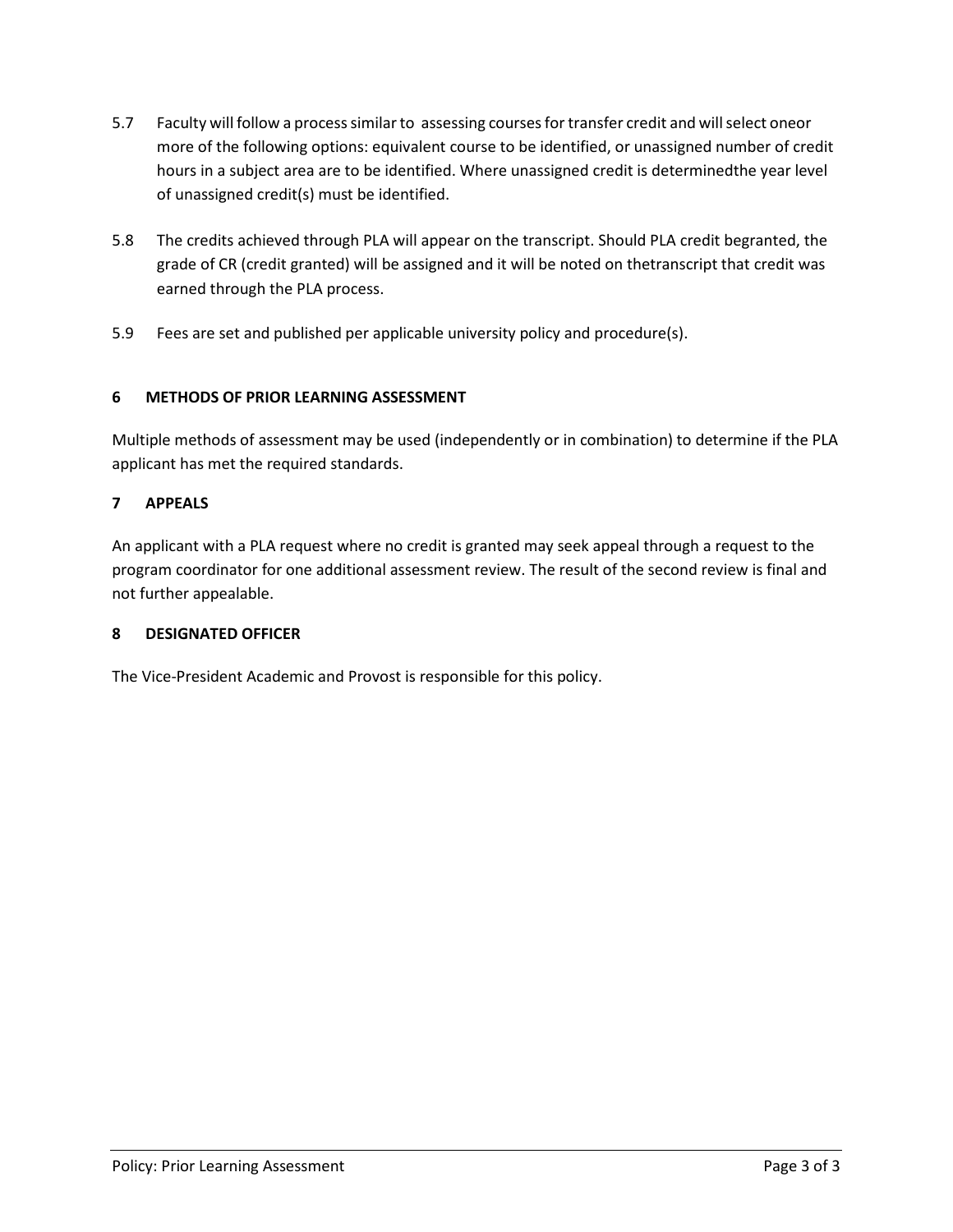5.7 Faculty will follow a process similar to assessing courses for transfer credit and will select oneor more of the following options: equivalent course to be identified, or unassigned number of credit hours in a subject area are to be identified. Where unassigned credit is determinedthe year level of unassigned credit(s) must be identified.

5.8 The credits achieved through PLA will appear on the transcript. Should PLA credit begranted, the grade of CR (credit granted) will be assigned and it will be noted on thetranscript that credit was earned through the PLA process.

5.9 Fees are set and published per applicable university policy and procedure(s).

## 6 METHODS OF PRIOR LEARNING ASSESSMENT

Multiple methods of assessment may be used (independently or in combination) to determine if the PLA applicant has met the required standards.

## 7 APPEALS

An applicant with a PLA request where no credit is granted may seek appeal through a request to the program coordinator for one additional assessment review. The result of the second review is final and not further appealable.

## 8 DESIGNATED OFFICER

The Vice-President Academic and Provost is responsible for this policy.